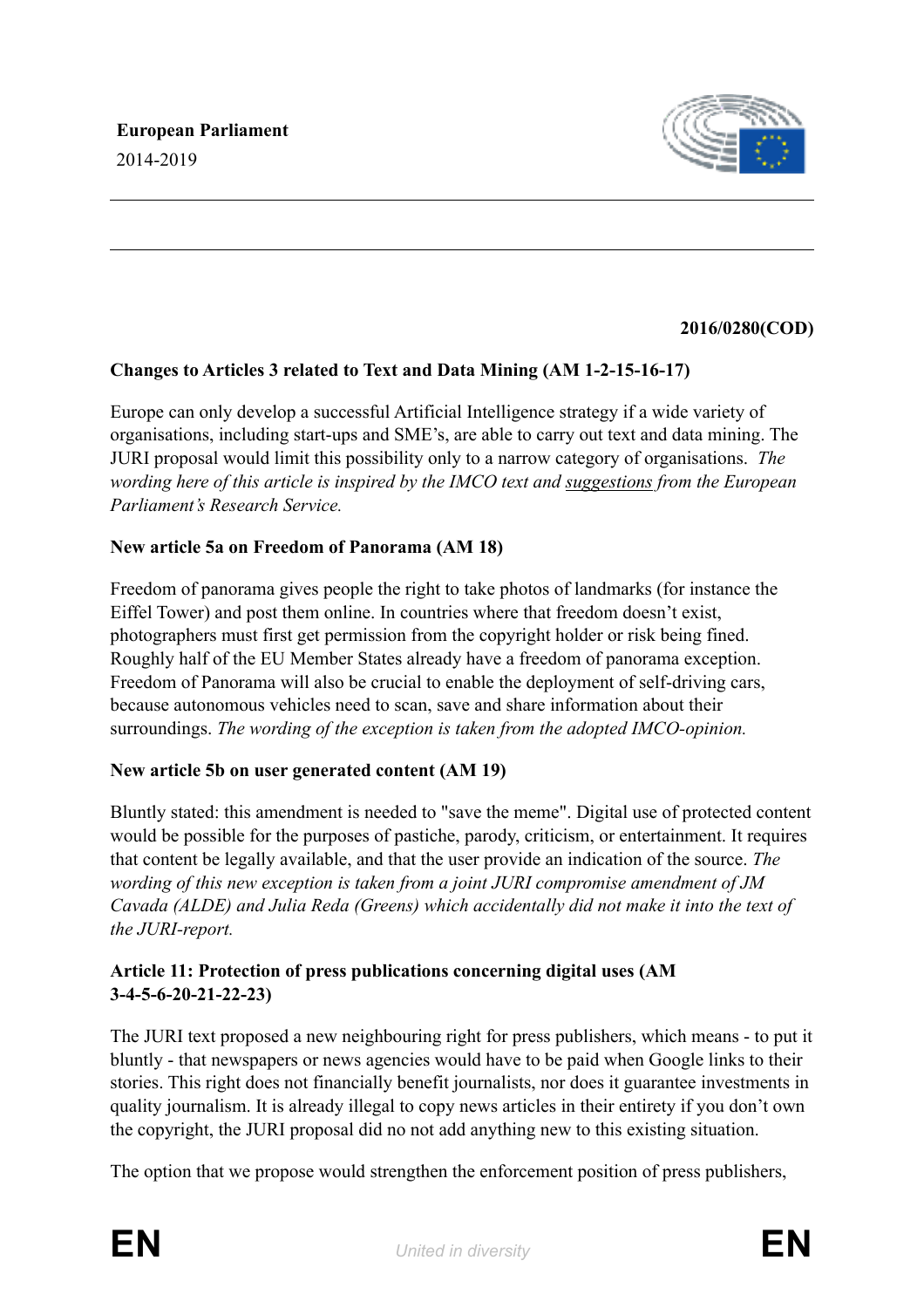**European Parliament**
2014-2019

---

---

**2016/0280(COD)**

**Changes to Articles 3 related to Text and Data Mining (AM 1-2-15-16-17)**

Europe can only develop a successful Artificial Intelligence strategy if a wide variety of organisations, including start-ups and SME's, are able to carry out text and data mining. The JURI proposal would limit this possibility only to a narrow category of organisations. *The wording here of this article is inspired by the IMCO text and suggestions from the European Parliament's Research Service.*

**New article 5a on Freedom of Panorama (AM 18)**

Freedom of panorama gives people the right to take photos of landmarks (for instance the Eiffel Tower) and post them online. In countries where that freedom doesn't exist, photographers must first get permission from the copyright holder or risk being fined. Roughly half of the EU Member States already have a freedom of panorama exception. Freedom of Panorama will also be crucial to enable the deployment of self-driving cars, because autonomous vehicles need to scan, save and share information about their surroundings. *The wording of the exception is taken from the adopted IMCO-opinion.*

**New article 5b on user generated content (AM 19)**

Bluntly stated: this amendment is needed to "save the meme". Digital use of protected content would be possible for the purposes of pastiche, parody, criticism, or entertainment. It requires that content be legally available, and that the user provide an indication of the source. *The wording of this new exception is taken from a joint JURI compromise amendment of JM Cavada (ALDE) and Julia Reda (Greens) which accidentally did not make it into the text of the JURI-report.*

**Article 11: Protection of press publications concerning digital uses (AM 3-4-5-6-20-21-22-23)**

The JURI text proposed a new neighbouring right for press publishers, which means - to put it bluntly - that newspapers or news agencies would have to be paid when Google links to their stories. This right does not financially benefit journalists, nor does it guarantee investments in quality journalism. It is already illegal to copy news articles in their entirety if you don't own the copyright, the JURI proposal did no not add anything new to this existing situation.

The option that we propose would strengthen the enforcement position of press publishers,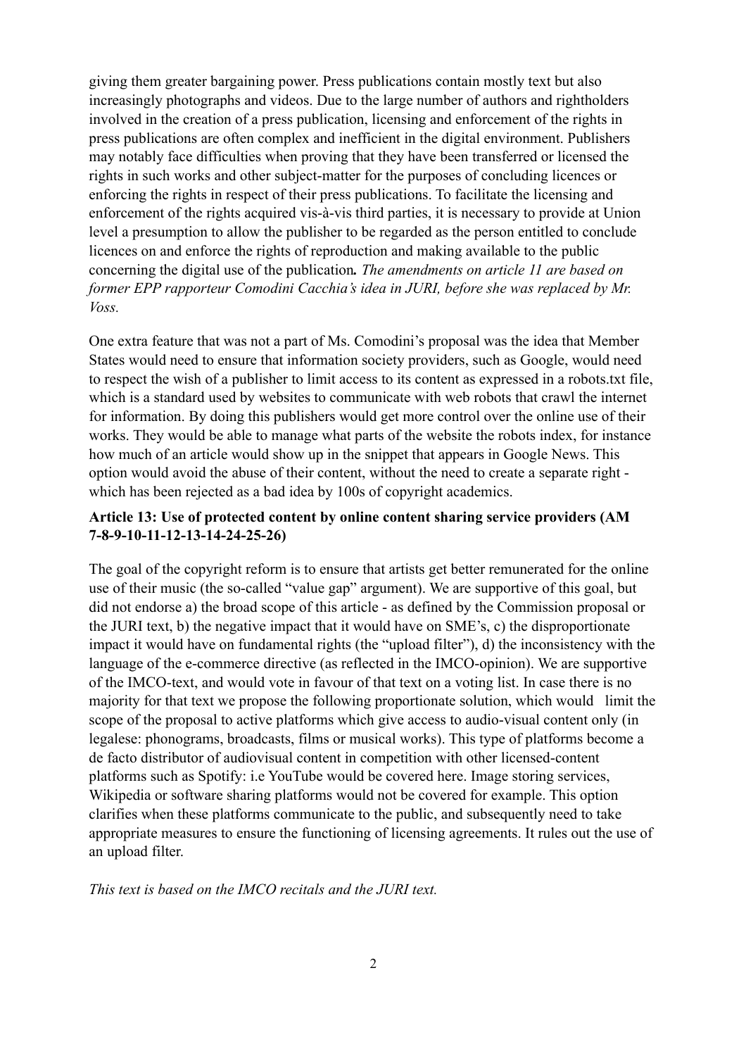giving them greater bargaining power. Press publications contain mostly text but also increasingly photographs and videos. Due to the large number of authors and rightholders involved in the creation of a press publication, licensing and enforcement of the rights in press publications are often complex and inefficient in the digital environment. Publishers may notably face difficulties when proving that they have been transferred or licensed the rights in such works and other subject-matter for the purposes of concluding licences or enforcing the rights in respect of their press publications. To facilitate the licensing and enforcement of the rights acquired vis-à-vis third parties, it is necessary to provide at Union level a presumption to allow the publisher to be regarded as the person entitled to conclude licences on and enforce the rights of reproduction and making available to the public concerning the digital use of the publication***.*** *The amendments on article 11 are based on former EPP rapporteur Comodini Cacchia's idea in JURI, before she was replaced by Mr. Voss.*

One extra feature that was not a part of Ms. Comodini's proposal was the idea that Member States would need to ensure that information society providers, such as Google, would need to respect the wish of a publisher to limit access to its content as expressed in a robots.txt file, which is a standard used by websites to communicate with web robots that crawl the internet for information. By doing this publishers would get more control over the online use of their works. They would be able to manage what parts of the website the robots index, for instance how much of an article would show up in the snippet that appears in Google News. This option would avoid the abuse of their content, without the need to create a separate right - which has been rejected as a bad idea by 100s of copyright academics.

**Article 13: Use of protected content by online content sharing service providers (AM 7-8-9-10-11-12-13-14-24-25-26)**

The goal of the copyright reform is to ensure that artists get better remunerated for the online use of their music (the so-called "value gap" argument). We are supportive of this goal, but did not endorse a) the broad scope of this article - as defined by the Commission proposal or the JURI text, b) the negative impact that it would have on SME's, c) the disproportionate impact it would have on fundamental rights (the "upload filter"), d) the inconsistency with the language of the e-commerce directive (as reflected in the IMCO-opinion). We are supportive of the IMCO-text, and would vote in favour of that text on a voting list. In case there is no majority for that text we propose the following proportionate solution, which would limit the scope of the proposal to active platforms which give access to audio-visual content only (in legalese: phonograms, broadcasts, films or musical works). This type of platforms become a de facto distributor of audiovisual content in competition with other licensed-content platforms such as Spotify: i.e YouTube would be covered here. Image storing services, Wikipedia or software sharing platforms would not be covered for example. This option clarifies when these platforms communicate to the public, and subsequently need to take appropriate measures to ensure the functioning of licensing agreements. It rules out the use of an upload filter.

*This text is based on the IMCO recitals and the JURI text.*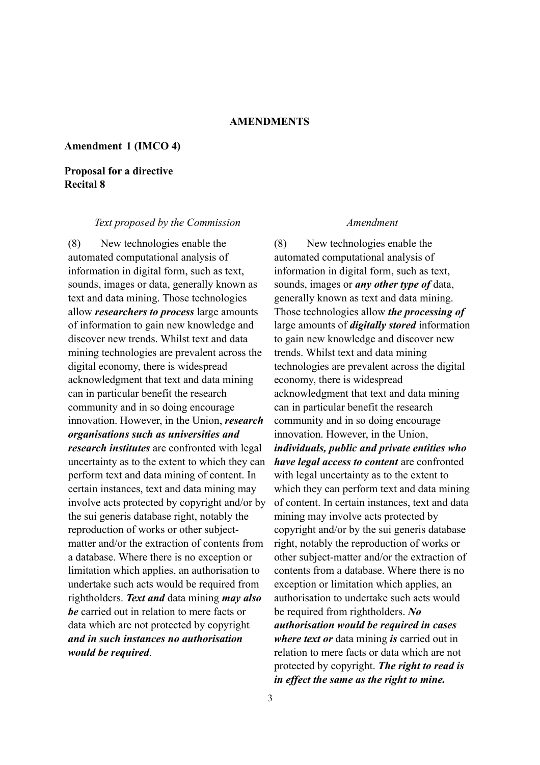**AMENDMENTS**

**Amendment 1 (IMCO 4)**

**Proposal for a directive**
**Recital 8**

| *Text proposed by the Commission* | *Amendment* |
| --- | --- |
| (8) New technologies enable the automated computational analysis of information in digital form, such as text, sounds, images or data, generally known as text and data mining. Those technologies allow ***researchers to process*** large amounts of information to gain new knowledge and discover new trends. Whilst text and data mining technologies are prevalent across the digital economy, there is widespread acknowledgment that text and data mining can in particular benefit the research community and in so doing encourage innovation. However, in the Union, ***research organisations such as universities and research institutes*** are confronted with legal uncertainty as to the extent to which they can perform text and data mining of content. In certain instances, text and data mining may involve acts protected by copyright and/or by the sui generis database right, notably the reproduction of works or other subject-matter and/or the extraction of contents from a database. Where there is no exception or limitation which applies, an authorisation to undertake such acts would be required from rightholders. ***Text and*** data mining ***may also be*** carried out in relation to mere facts or data which are not protected by copyright ***and in such instances no authorisation would be required***. | (8) New technologies enable the automated computational analysis of information in digital form, such as text, sounds, images or ***any other type of*** data, generally known as text and data mining. Those technologies allow ***the processing of*** large amounts of ***digitally stored*** information to gain new knowledge and discover new trends. Whilst text and data mining technologies are prevalent across the digital economy, there is widespread acknowledgment that text and data mining can in particular benefit the research community and in so doing encourage innovation. However, in the Union, ***individuals, public and private entities who have legal access to content*** are confronted with legal uncertainty as to the extent to which they can perform text and data mining of content. In certain instances, text and data mining may involve acts protected by copyright and/or by the sui generis database right, notably the reproduction of works or other subject-matter and/or the extraction of contents from a database. Where there is no exception or limitation which applies, an authorisation to undertake such acts would be required from rightholders. ***No authorisation would be required in cases where text or*** data mining ***is*** carried out in relation to mere facts or data which are not protected by copyright. ***The right to read is in effect the same as the right to mine.*** |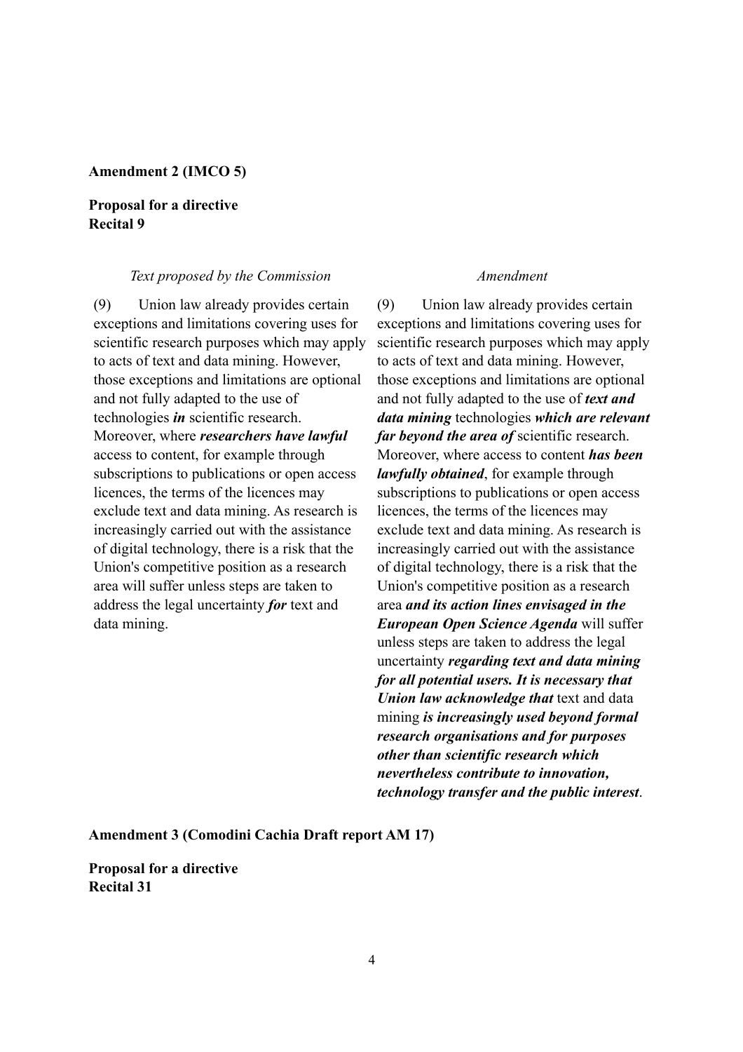**Amendment 2 (IMCO 5)**

**Proposal for a directive**
**Recital 9**

| *Text proposed by the Commission* | *Amendment* |
|---|---|
| (9) Union law already provides certain exceptions and limitations covering uses for scientific research purposes which may apply to acts of text and data mining. However, those exceptions and limitations are optional and not fully adapted to the use of technologies ***in*** scientific research. Moreover, where ***researchers have lawful*** access to content, for example through subscriptions to publications or open access licences, the terms of the licences may exclude text and data mining. As research is increasingly carried out with the assistance of digital technology, there is a risk that the Union's competitive position as a research area will suffer unless steps are taken to address the legal uncertainty ***for*** text and data mining. | (9) Union law already provides certain exceptions and limitations covering uses for scientific research purposes which may apply to acts of text and data mining. However, those exceptions and limitations are optional and not fully adapted to the use of ***text and data mining*** technologies ***which are relevant far beyond the area of*** scientific research. Moreover, where access to content ***has been lawfully obtained***, for example through subscriptions to publications or open access licences, the terms of the licences may exclude text and data mining. As research is increasingly carried out with the assistance of digital technology, there is a risk that the Union's competitive position as a research area ***and its action lines envisaged in the European Open Science Agenda*** will suffer unless steps are taken to address the legal uncertainty ***regarding text and data mining for all potential users. It is necessary that Union law acknowledge that*** text and data mining ***is increasingly used beyond formal research organisations and for purposes other than scientific research which nevertheless contribute to innovation, technology transfer and the public interest***. |

**Amendment 3 (Comodini Cachia Draft report AM 17)**

**Proposal for a directive**
**Recital 31**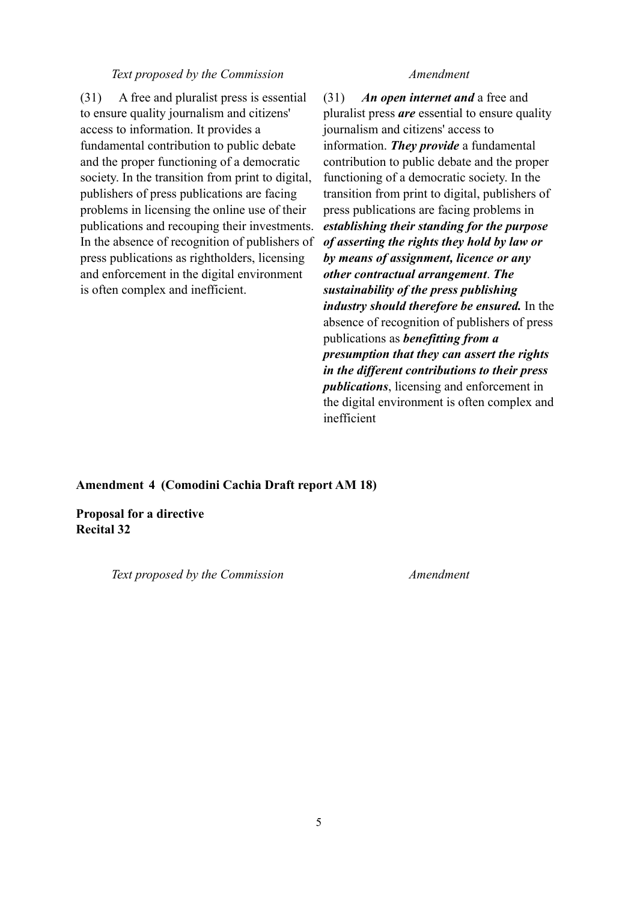| *Text proposed by the Commission* | *Amendment* |
| --- | --- |
| (31) A free and pluralist press is essential to ensure quality journalism and citizens' access to information. It provides a fundamental contribution to public debate and the proper functioning of a democratic society. In the transition from print to digital, publishers of press publications are facing problems in licensing the online use of their publications and recouping their investments. In the absence of recognition of publishers of press publications as rightholders, licensing and enforcement in the digital environment is often complex and inefficient. | (31) ***An open internet and*** a free and pluralist press ***are*** essential to ensure quality journalism and citizens' access to information. ***They provide*** a fundamental contribution to public debate and the proper functioning of a democratic society. In the transition from print to digital, publishers of press publications are facing problems in ***establishing their standing for the purpose of asserting the rights they hold by law or by means of assignment, licence or any other contractual arrangement***. ***The sustainability of the press publishing industry should therefore be ensured.*** In the absence of recognition of publishers of press publications as ***benefitting from a presumption that they can assert the rights in the different contributions to their press publications***, licensing and enforcement in the digital environment is often complex and inefficient |

**Amendment 4 (Comodini Cachia Draft report AM 18)**

**Proposal for a directive**
**Recital 32**

| *Text proposed by the Commission* | *Amendment* |
| --- | --- |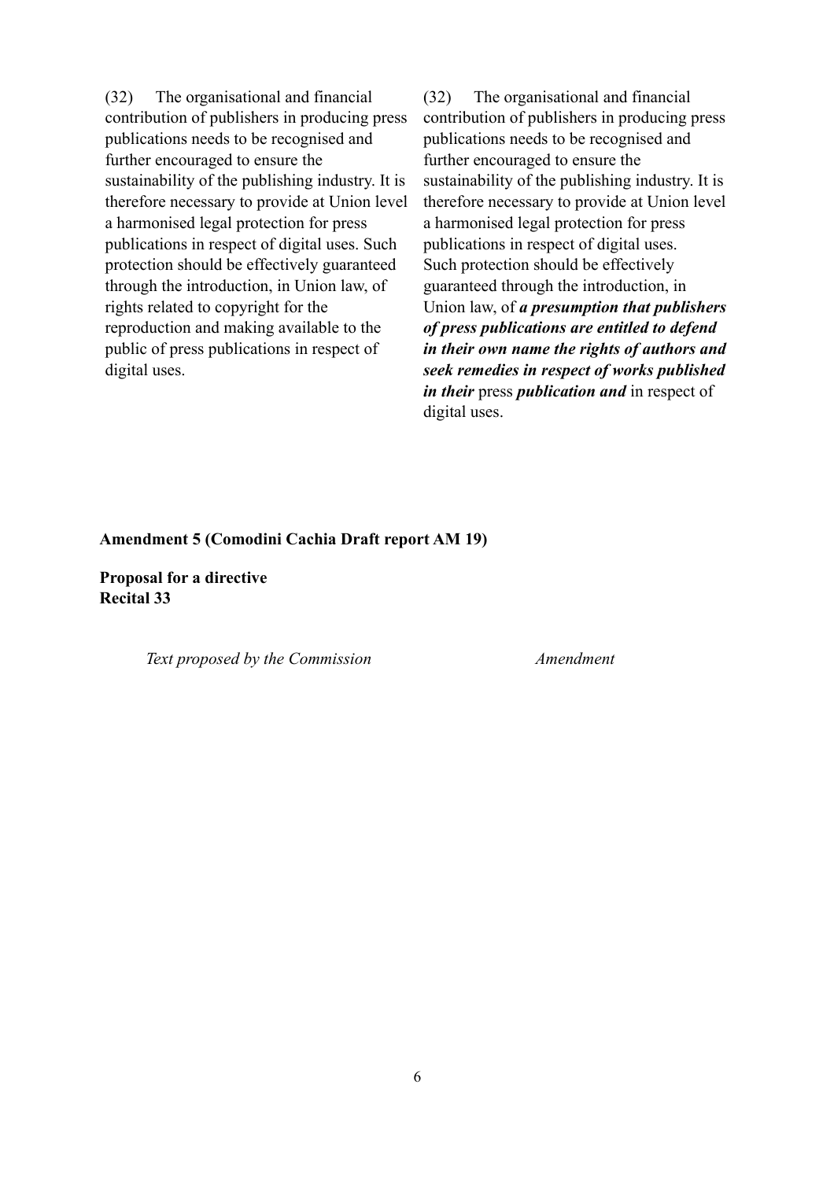| Text proposed by the Commission | Amendment |
| --- | --- |
| (32) The organisational and financial contribution of publishers in producing press publications needs to be recognised and further encouraged to ensure the sustainability of the publishing industry. It is therefore necessary to provide at Union level a harmonised legal protection for press publications in respect of digital uses. Such protection should be effectively guaranteed through the introduction, in Union law, of rights related to copyright for the reproduction and making available to the public of press publications in respect of digital uses. | (32) The organisational and financial contribution of publishers in producing press publications needs to be recognised and further encouraged to ensure the sustainability of the publishing industry. It is therefore necessary to provide at Union level a harmonised legal protection for press publications in respect of digital uses. Such protection should be effectively guaranteed through the introduction, in Union law, of ***a presumption that publishers of press publications are entitled to defend in their own name the rights of authors and seek remedies in respect of works published in their*** press ***publication and*** in respect of digital uses. |

**Amendment 5 (Comodini Cachia Draft report AM 19)**

**Proposal for a directive**
**Recital 33**

| *Text proposed by the Commission* | *Amendment* |
| --- | --- |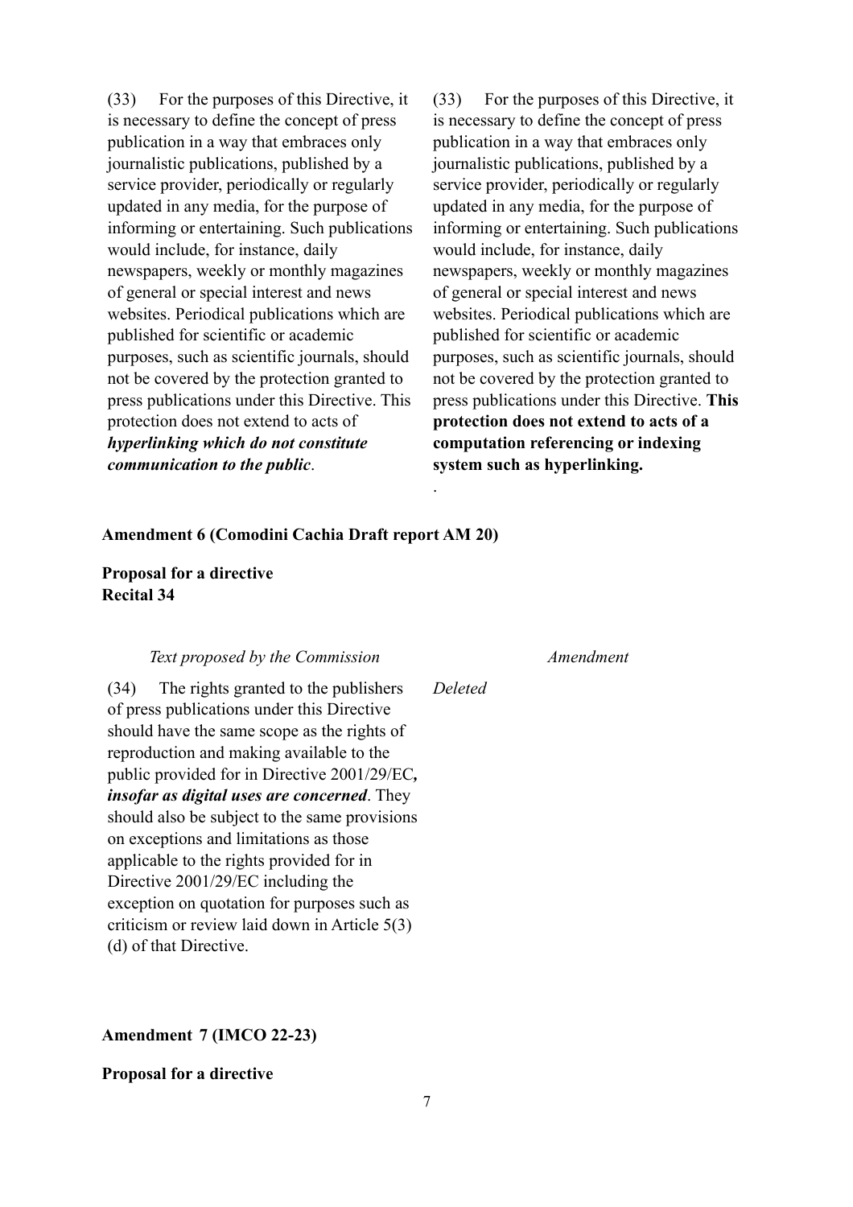| | |
|---|---|
| (33) For the purposes of this Directive, it is necessary to define the concept of press publication in a way that embraces only journalistic publications, published by a service provider, periodically or regularly updated in any media, for the purpose of informing or entertaining. Such publications would include, for instance, daily newspapers, weekly or monthly magazines of general or special interest and news websites. Periodical publications which are published for scientific or academic purposes, such as scientific journals, should not be covered by the protection granted to press publications under this Directive. This protection does not extend to acts of ***hyperlinking which do not constitute communication to the public***. | (33) For the purposes of this Directive, it is necessary to define the concept of press publication in a way that embraces only journalistic publications, published by a service provider, periodically or regularly updated in any media, for the purpose of informing or entertaining. Such publications would include, for instance, daily newspapers, weekly or monthly magazines of general or special interest and news websites. Periodical publications which are published for scientific or academic purposes, such as scientific journals, should not be covered by the protection granted to press publications under this Directive. **This protection does not extend to acts of a computation referencing or indexing system such as hyperlinking.** . |

**Amendment 6 (Comodini Cachia Draft report AM 20)**

**Proposal for a directive**
**Recital 34**

| *Text proposed by the Commission* | *Amendment* |
|---|---|
| (34) The rights granted to the publishers of press publications under this Directive should have the same scope as the rights of reproduction and making available to the public provided for in Directive 2001/29/EC***, insofar as digital uses are concerned***. They should also be subject to the same provisions on exceptions and limitations as those applicable to the rights provided for in Directive 2001/29/EC including the exception on quotation for purposes such as criticism or review laid down in Article 5(3)(d) of that Directive. | *Deleted* |

**Amendment 7 (IMCO 22-23)**

**Proposal for a directive**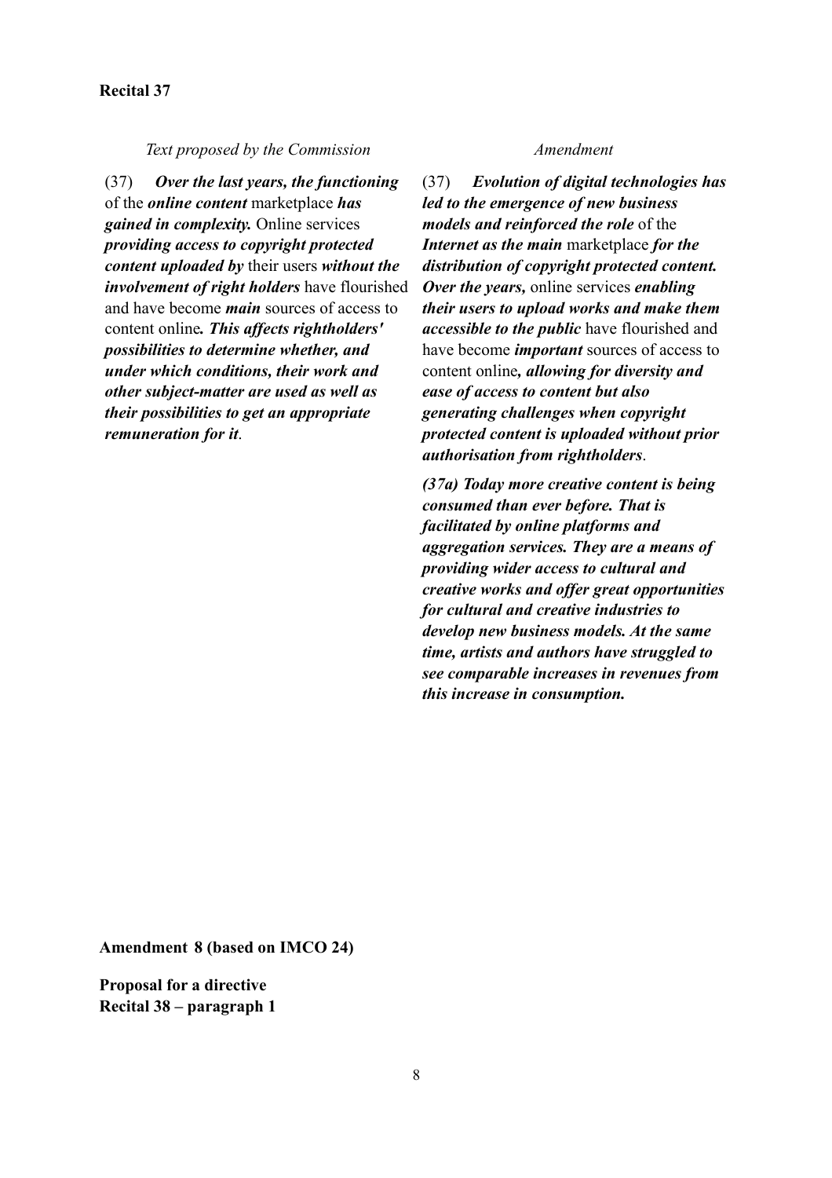**Recital 37**

| *Text proposed by the Commission* | *Amendment* |
| --- | --- |
| (37) ***Over the last years, the functioning*** of the ***online content*** marketplace ***has gained in complexity.*** Online services ***providing access to copyright protected content uploaded by*** their users ***without the involvement of right holders*** have flourished and have become ***main*** sources of access to content online***. This affects rightholders' possibilities to determine whether, and under which conditions, their work and other subject-matter are used as well as their possibilities to get an appropriate remuneration for it***. | (37) ***Evolution of digital technologies has led to the emergence of new business models and reinforced the role*** of the ***Internet as the main*** marketplace ***for the distribution of copyright protected content. Over the years,*** online services ***enabling their users to upload works and make them accessible to the public*** have flourished and have become ***important*** sources of access to content online***, allowing for diversity and ease of access to content but also generating challenges when copyright protected content is uploaded without prior authorisation from rightholders***. |
| | ***(37a) Today more creative content is being consumed than ever before. That is facilitated by online platforms and aggregation services. They are a means of providing wider access to cultural and creative works and offer great opportunities for cultural and creative industries to develop new business models. At the same time, artists and authors have struggled to see comparable increases in revenues from this increase in consumption.*** |

**Amendment 8 (based on IMCO 24)**

**Proposal for a directive**
**Recital 38 – paragraph 1**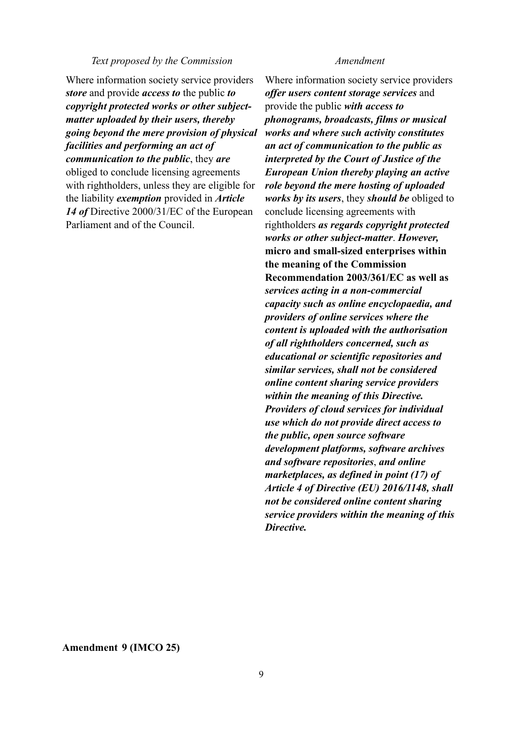| *Text proposed by the Commission* | *Amendment* |
| --- | --- |
| Where information society service providers ***store*** and provide ***access to*** the public ***to copyright protected works or other subject-matter uploaded by their users, thereby going beyond the mere provision of physical facilities and performing an act of communication to the public***, they ***are*** obliged to conclude licensing agreements with rightholders, unless they are eligible for the liability ***exemption*** provided in ***Article 14 of*** Directive 2000/31/EC of the European Parliament and of the Council. | Where information society service providers ***offer users content storage services*** and provide the public ***with access to phonograms, broadcasts, films or musical works and where such activity constitutes an act of communication to the public as interpreted by the Court of Justice of the European Union thereby playing an active role beyond the mere hosting of uploaded works by its users***, they ***should be*** obliged to conclude licensing agreements with rightholders ***as regards copyright protected works or other subject-matter***. ***However,*** **micro and small-sized enterprises within the meaning of the Commission Recommendation 2003/361/EC as well as** ***services acting in a non-commercial capacity such as online encyclopaedia, and providers of online services where the content is uploaded with the authorisation of all rightholders concerned, such as educational or scientific repositories and similar services, shall not be considered online content sharing service providers within the meaning of this Directive. Providers of cloud services for individual use which do not provide direct access to the public, open source software development platforms, software archives and software repositories***, ***and online marketplaces, as defined in point (17) of Article 4 of Directive (EU) 2016/1148, shall not be considered online content sharing service providers within the meaning of this Directive.*** |

**Amendment 9 (IMCO 25)**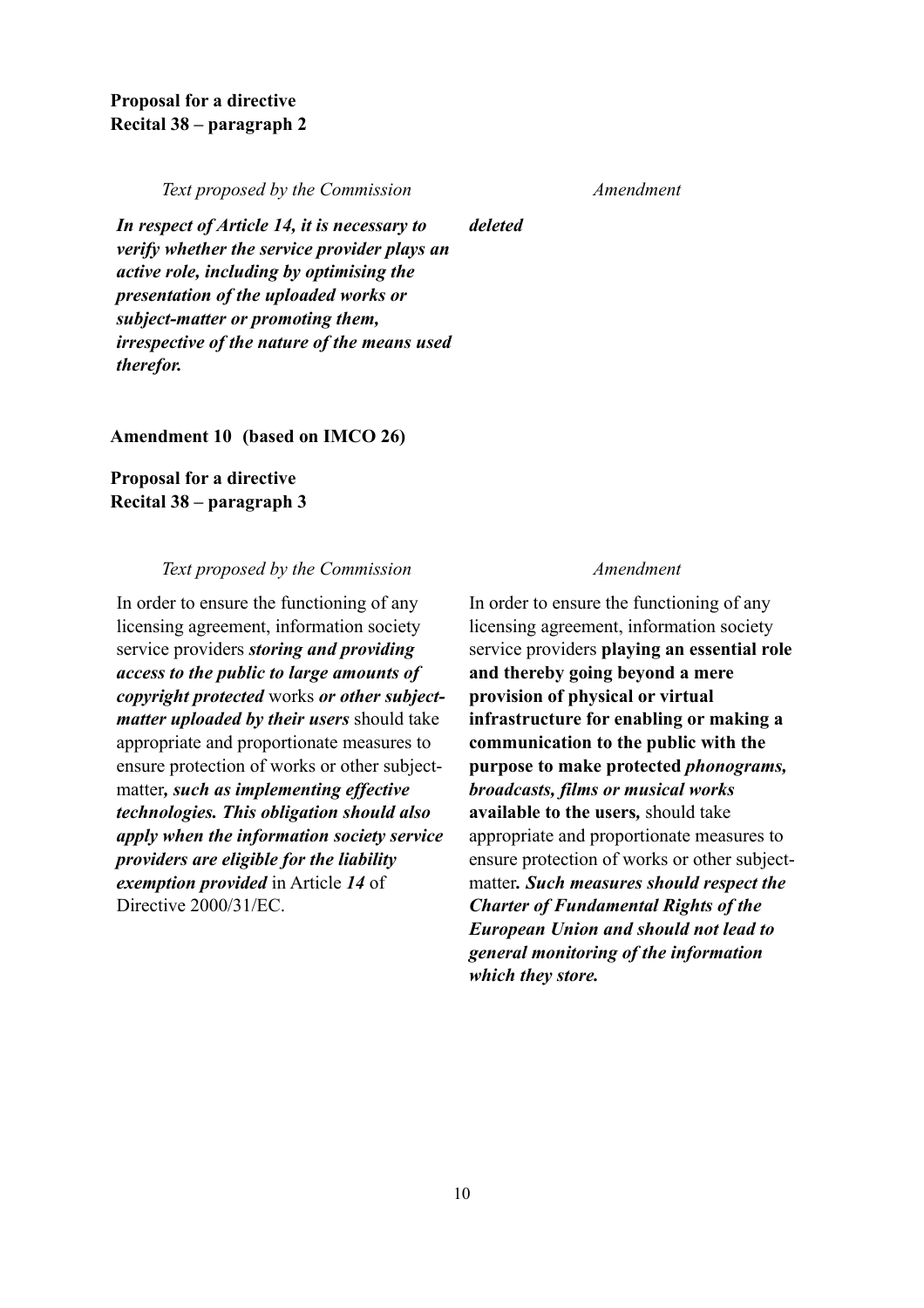**Proposal for a directive**
**Recital 38 – paragraph 2**

| *Text proposed by the Commission* | *Amendment* |
| --- | --- |
| ***In respect of Article 14, it is necessary to verify whether the service provider plays an active role, including by optimising the presentation of the uploaded works or subject-matter or promoting them, irrespective of the nature of the means used therefor.*** | ***deleted*** |

**Amendment 10 (based on IMCO 26)**

**Proposal for a directive**
**Recital 38 – paragraph 3**

| *Text proposed by the Commission* | *Amendment* |
| --- | --- |
| In order to ensure the functioning of any licensing agreement, information society service providers ***storing and providing access to the public to large amounts of copyright protected*** works ***or other subject-matter uploaded by their users*** should take appropriate and proportionate measures to ensure protection of works or other subject-matter***, such as implementing effective technologies. This obligation should also apply when the information society service providers are eligible for the liability exemption provided*** in Article ***14*** of Directive 2000/31/EC. | In order to ensure the functioning of any licensing agreement, information society service providers **playing an essential role and thereby going beyond a mere provision of physical or virtual infrastructure for enabling or making a communication to the public with the purpose to make protected** ***phonograms, broadcasts, films or musical works*** **available to the users,** should take appropriate and proportionate measures to ensure protection of works or other subject-matter***. Such measures should respect the Charter of Fundamental Rights of the European Union and should not lead to general monitoring of the information which they store.*** |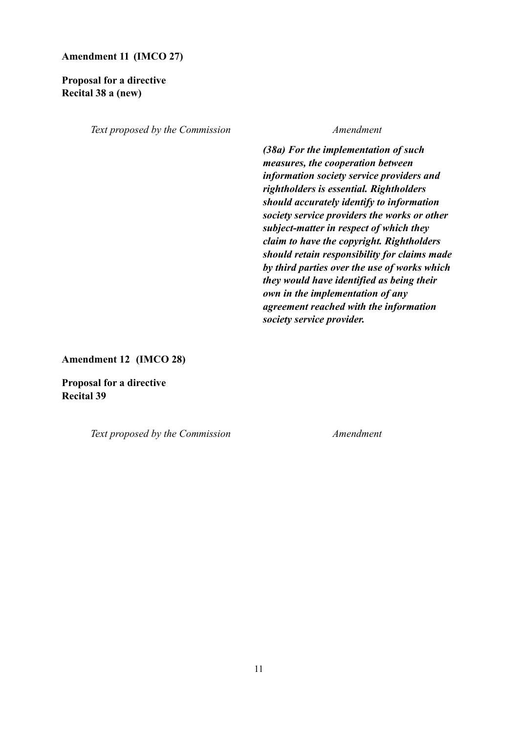**Amendment 11 (IMCO 27)**

**Proposal for a directive**
**Recital 38 a (new)**

| *Text proposed by the Commission* | *Amendment* |
|---|---|
| | ***(38a) For the implementation of such measures, the cooperation between information society service providers and rightholders is essential. Rightholders should accurately identify to information society service providers the works or other subject-matter in respect of which they claim to have the copyright. Rightholders should retain responsibility for claims made by third parties over the use of works which they would have identified as being their own in the implementation of any agreement reached with the information society service provider.*** |

**Amendment 12 (IMCO 28)**

**Proposal for a directive**
**Recital 39**

| *Text proposed by the Commission* | *Amendment* |
|---|---|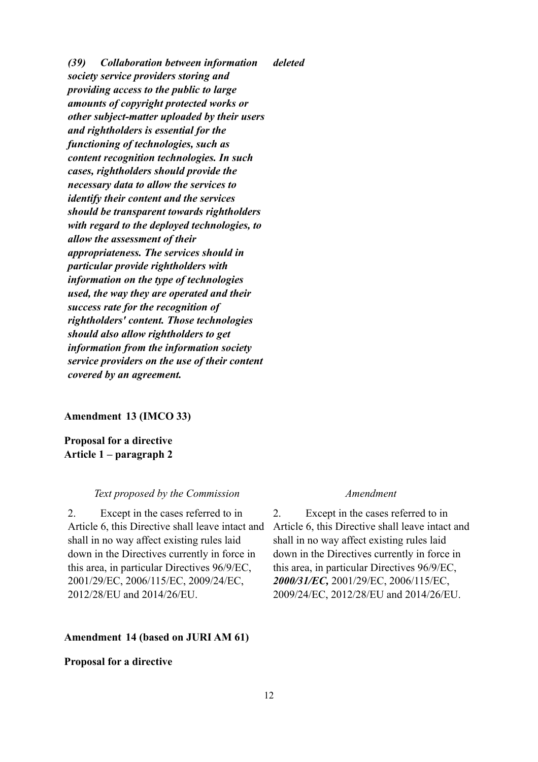| | |
|---|---|
| ***(39) Collaboration between information society service providers storing and providing access to the public to large amounts of copyright protected works or other subject-matter uploaded by their users and rightholders is essential for the functioning of technologies, such as content recognition technologies. In such cases, rightholders should provide the necessary data to allow the services to identify their content and the services should be transparent towards rightholders with regard to the deployed technologies, to allow the assessment of their appropriateness. The services should in particular provide rightholders with information on the type of technologies used, the way they are operated and their success rate for the recognition of rightholders' content. Those technologies should also allow rightholders to get information from the information society service providers on the use of their content covered by an agreement.*** | ***deleted*** |

**Amendment 13 (IMCO 33)**

**Proposal for a directive**
**Article 1 – paragraph 2**

| *Text proposed by the Commission* | *Amendment* |
|---|---|
| 2. Except in the cases referred to in Article 6, this Directive shall leave intact and shall in no way affect existing rules laid down in the Directives currently in force in this area, in particular Directives 96/9/EC, 2001/29/EC, 2006/115/EC, 2009/24/EC, 2012/28/EU and 2014/26/EU. | 2. Except in the cases referred to in Article 6, this Directive shall leave intact and shall in no way affect existing rules laid down in the Directives currently in force in this area, in particular Directives 96/9/EC, ***2000/31/EC,*** 2001/29/EC, 2006/115/EC, 2009/24/EC, 2012/28/EU and 2014/26/EU. |

**Amendment 14 (based on JURI AM 61)**

**Proposal for a directive**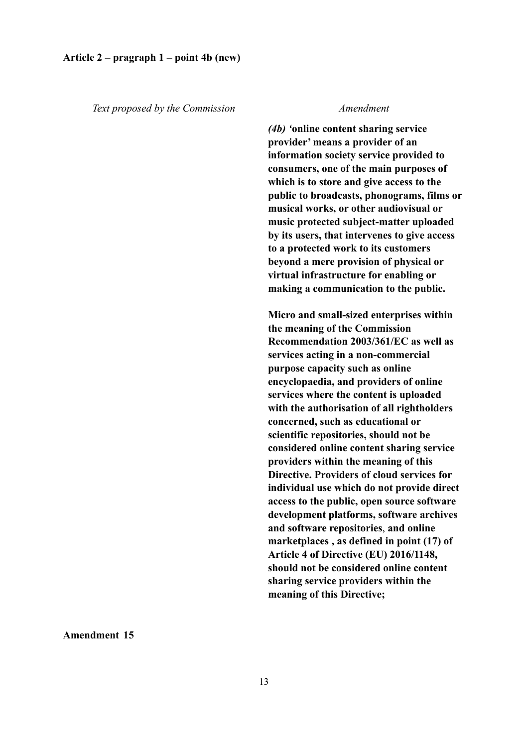**Article 2 – pragraph 1 – point 4b (new)**

| *Text proposed by the Commission* | *Amendment* |
|---|---|
| | ***(4b)*** **'online content sharing service provider' means a provider of an information society service provided to consumers, one of the main purposes of which is to store and give access to the public to broadcasts, phonograms, films or musical works, or other audiovisual or music protected subject-matter uploaded by its users, that intervenes to give access to a protected work to its customers beyond a mere provision of physical or virtual infrastructure for enabling or making a communication to the public.** |
| | **Micro and small-sized enterprises within the meaning of the Commission Recommendation 2003/361/EC as well as services acting in a non-commercial purpose capacity such as online encyclopaedia, and providers of online services where the content is uploaded with the authorisation of all rightholders concerned, such as educational or scientific repositories, should not be considered online content sharing service providers within the meaning of this Directive. Providers of cloud services for individual use which do not provide direct access to the public, open source software development platforms, software archives and software repositories**, **and online marketplaces , as defined in point (17) of Article 4 of Directive (EU) 2016/1148, should not be considered online content sharing service providers within the meaning of this Directive;** |

**Amendment 15**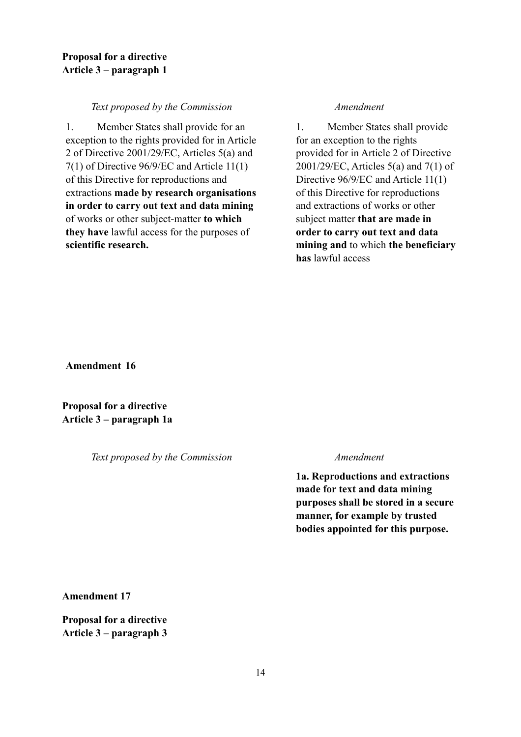**Proposal for a directive**
**Article 3 – paragraph 1**

| *Text proposed by the Commission* | *Amendment* |
| --- | --- |
| 1. Member States shall provide for an exception to the rights provided for in Article 2 of Directive 2001/29/EC, Articles 5(a) and 7(1) of Directive 96/9/EC and Article 11(1) of this Directive for reproductions and extractions **made by research organisations in order to carry out text and data mining** of works or other subject-matter **to which they have** lawful access for the purposes of **scientific research.** | 1. Member States shall provide for an exception to the rights provided for in Article 2 of Directive 2001/29/EC, Articles 5(a) and 7(1) of Directive 96/9/EC and Article 11(1) of this Directive for reproductions and extractions of works or other subject matter **that are made in order to carry out text and data mining and** to which **the beneficiary has** lawful access |

**Amendment 16**

**Proposal for a directive**
**Article 3 – paragraph 1a**

| *Text proposed by the Commission* | *Amendment* |
| --- | --- |
| | **1a. Reproductions and extractions made for text and data mining purposes shall be stored in a secure manner, for example by trusted bodies appointed for this purpose.** |

**Amendment 17**

**Proposal for a directive**
**Article 3 – paragraph 3**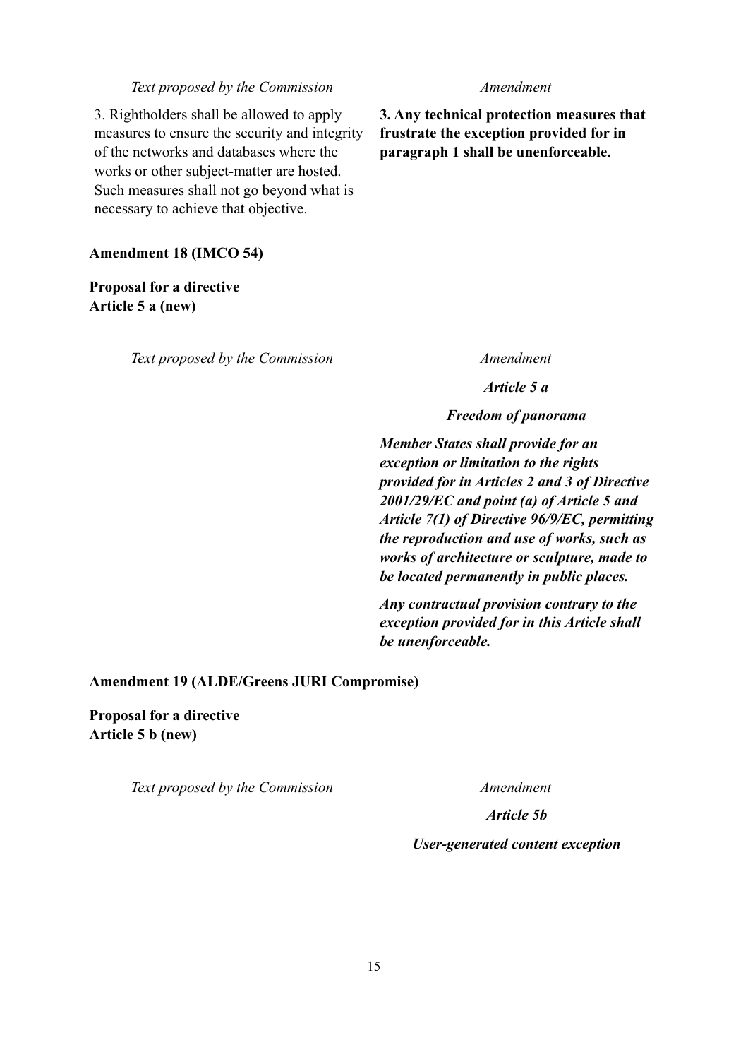| *Text proposed by the Commission* | *Amendment* |
|---|---|
| 3. Rightholders shall be allowed to apply measures to ensure the security and integrity of the networks and databases where the works or other subject-matter are hosted. Such measures shall not go beyond what is necessary to achieve that objective. | **3. Any technical protection measures that frustrate the exception provided for in paragraph 1 shall be unenforceable.** |

**Amendment 18 (IMCO 54)**

**Proposal for a directive**
**Article 5 a (new)**

| *Text proposed by the Commission* | *Amendment* |
|---|---|
| | ***Article 5 a*** |
| | ***Freedom of panorama*** |
| | ***Member States shall provide for an exception or limitation to the rights provided for in Articles 2 and 3 of Directive 2001/29/EC and point (a) of Article 5 and Article 7(1) of Directive 96/9/EC, permitting the reproduction and use of works, such as works of architecture or sculpture, made to be located permanently in public places.*** |
| | ***Any contractual provision contrary to the exception provided for in this Article shall be unenforceable.*** |

**Amendment 19 (ALDE/Greens JURI Compromise)**

**Proposal for a directive**
**Article 5 b (new)**

| *Text proposed by the Commission* | *Amendment* |
|---|---|
| | ***Article 5b*** |
| | ***User-generated content exception*** |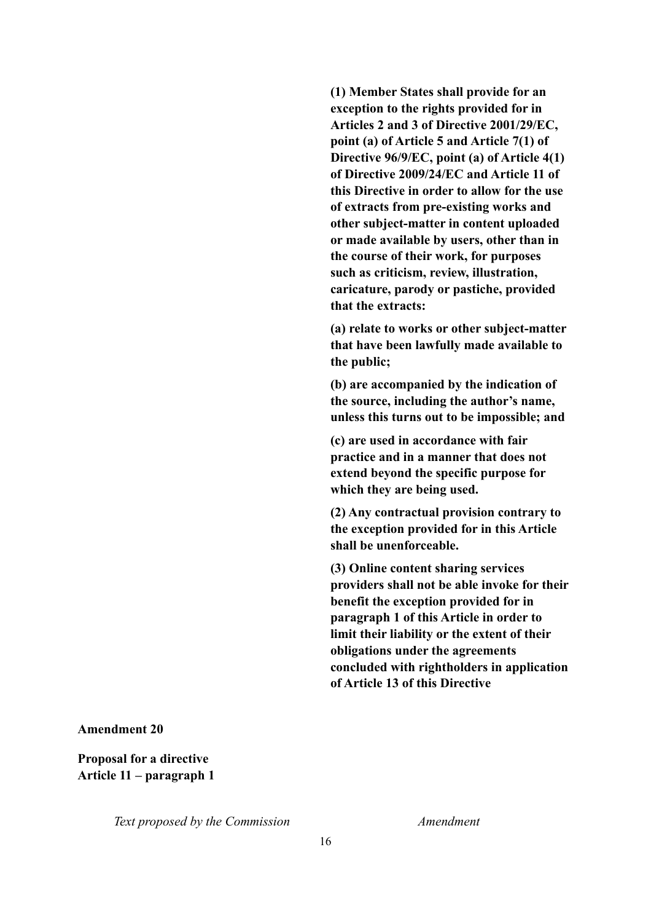**(1) Member States shall provide for an exception to the rights provided for in Articles 2 and 3 of Directive 2001/29/EC, point (a) of Article 5 and Article 7(1) of Directive 96/9/EC, point (a) of Article 4(1) of Directive 2009/24/EC and Article 11 of this Directive in order to allow for the use of extracts from pre-existing works and other subject-matter in content uploaded or made available by users, other than in the course of their work, for purposes such as criticism, review, illustration, caricature, parody or pastiche, provided that the extracts:**

**(a) relate to works or other subject-matter that have been lawfully made available to the public;**

**(b) are accompanied by the indication of the source, including the author's name, unless this turns out to be impossible; and**

**(c) are used in accordance with fair practice and in a manner that does not extend beyond the specific purpose for which they are being used.**

**(2) Any contractual provision contrary to the exception provided for in this Article shall be unenforceable.**

**(3) Online content sharing services providers shall not be able invoke for their benefit the exception provided for in paragraph 1 of this Article in order to limit their liability or the extent of their obligations under the agreements concluded with rightholders in application of Article 13 of this Directive**

**Amendment 20**

**Proposal for a directive**
**Article 11 – paragraph 1**

| *Text proposed by the Commission* | *Amendment* |
|---|---|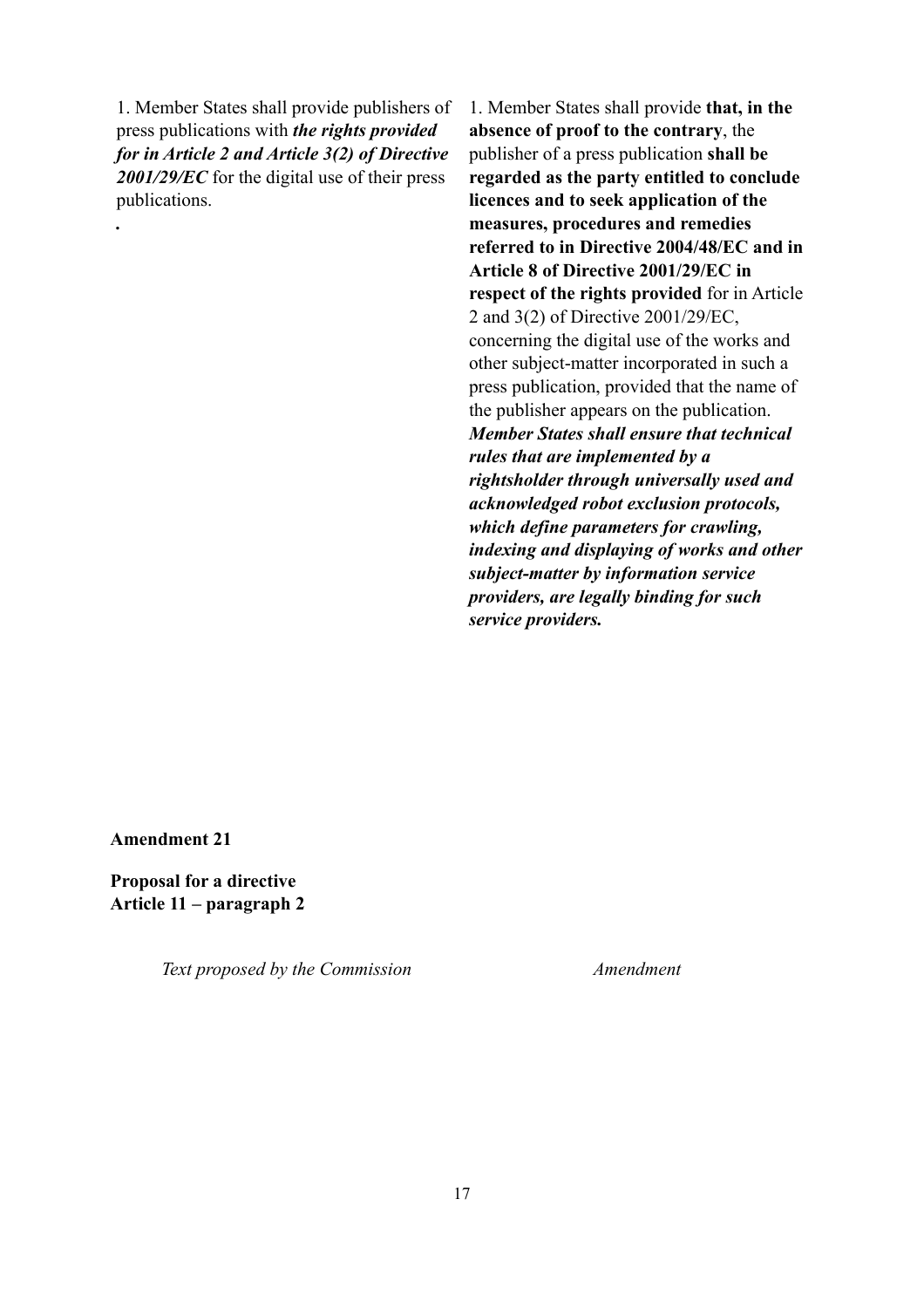| Text proposed by the Commission | Amendment |
|---|---|
| 1. Member States shall provide publishers of press publications with ***the rights provided for in Article 2 and Article 3(2) of Directive 2001/29/EC*** for the digital use of their press publications.<br><br>**.** | 1. Member States shall provide **that, in the absence of proof to the contrary**, the publisher of a press publication **shall be regarded as the party entitled to conclude licences and to seek application of the measures, procedures and remedies referred to in Directive 2004/48/EC and in Article 8 of Directive 2001/29/EC in respect of the rights provided** for in Article 2 and 3(2) of Directive 2001/29/EC, concerning the digital use of the works and other subject-matter incorporated in such a press publication, provided that the name of the publisher appears on the publication. ***Member States shall ensure that technical rules that are implemented by a rightsholder through universally used and acknowledged robot exclusion protocols, which define parameters for crawling, indexing and displaying of works and other subject-matter by information service providers, are legally binding for such service providers.*** |

**Amendment 21**

**Proposal for a directive**
**Article 11 – paragraph 2**

| *Text proposed by the Commission* | *Amendment* |
|---|---|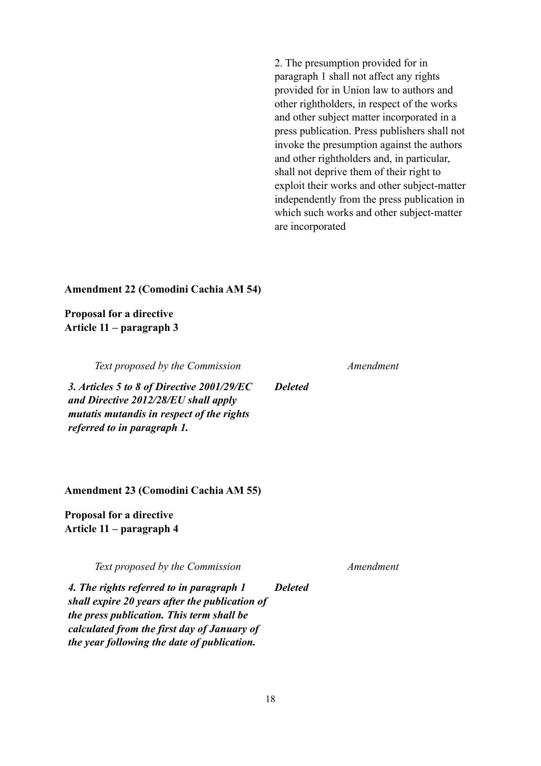| | |
|---|---|
| | 2. The presumption provided for in paragraph 1 shall not affect any rights provided for in Union law to authors and other rightholders, in respect of the works and other subject matter incorporated in a press publication. Press publishers shall not invoke the presumption against the authors and other rightholders and, in particular, shall not deprive them of their right to exploit their works and other subject-matter independently from the press publication in which such works and other subject-matter are incorporated |

**Amendment 22 (Comodini Cachia AM 54)**

**Proposal for a directive**
**Article 11 – paragraph 3**

| *Text proposed by the Commission* | *Amendment* |
|---|---|
| ***3. Articles 5 to 8 of Directive 2001/29/EC and Directive 2012/28/EU shall apply mutatis mutandis in respect of the rights referred to in paragraph 1.*** | ***Deleted*** |

**Amendment 23 (Comodini Cachia AM 55)**

**Proposal for a directive**
**Article 11 – paragraph 4**

| *Text proposed by the Commission* | *Amendment* |
|---|---|
| ***4. The rights referred to in paragraph 1 shall expire 20 years after the publication of the press publication. This term shall be calculated from the first day of January of the year following the date of publication.*** | ***Deleted*** |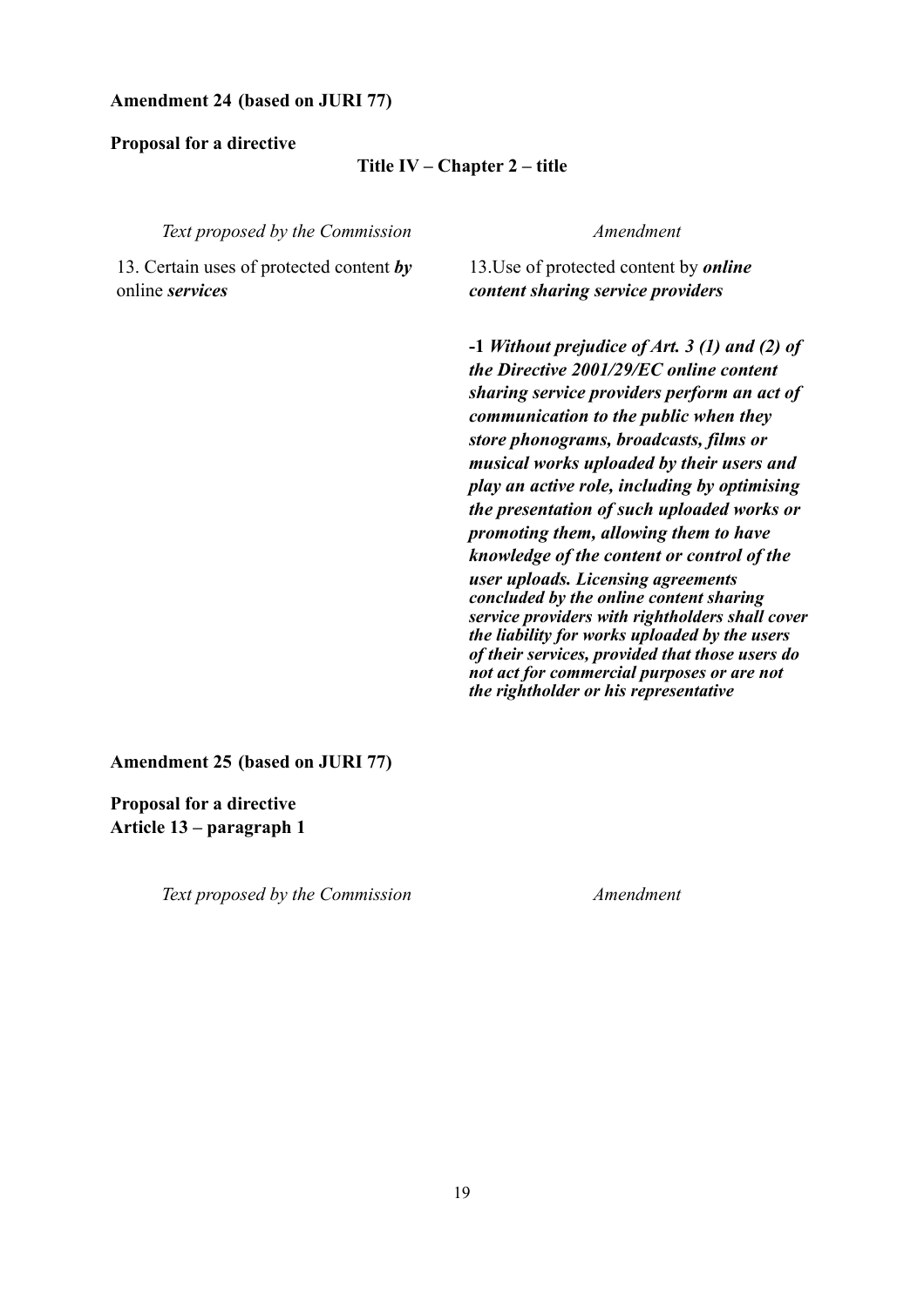**Amendment 24 (based on JURI 77)**

**Proposal for a directive**

**Title IV – Chapter 2 – title**

| *Text proposed by the Commission* | *Amendment* |
| --- | --- |
| 13. Certain uses of protected content ***by*** online ***services*** | 13.Use of protected content by ***online content sharing service providers*** |
| | **-1** ***Without prejudice of Art. 3 (1) and (2) of the Directive 2001/29/EC online content sharing service providers perform an act of communication to the public when they store phonograms, broadcasts, films or musical works uploaded by their users and play an active role, including by optimising the presentation of such uploaded works or promoting them, allowing them to have knowledge of the content or control of the user uploads. Licensing agreements concluded by the online content sharing service providers with rightholders shall cover the liability for works uploaded by the users of their services, provided that those users do not act for commercial purposes or are not the rightholder or his representative*** |

**Amendment 25 (based on JURI 77)**

**Proposal for a directive**
**Article 13 – paragraph 1**

| *Text proposed by the Commission* | *Amendment* |
| --- | --- |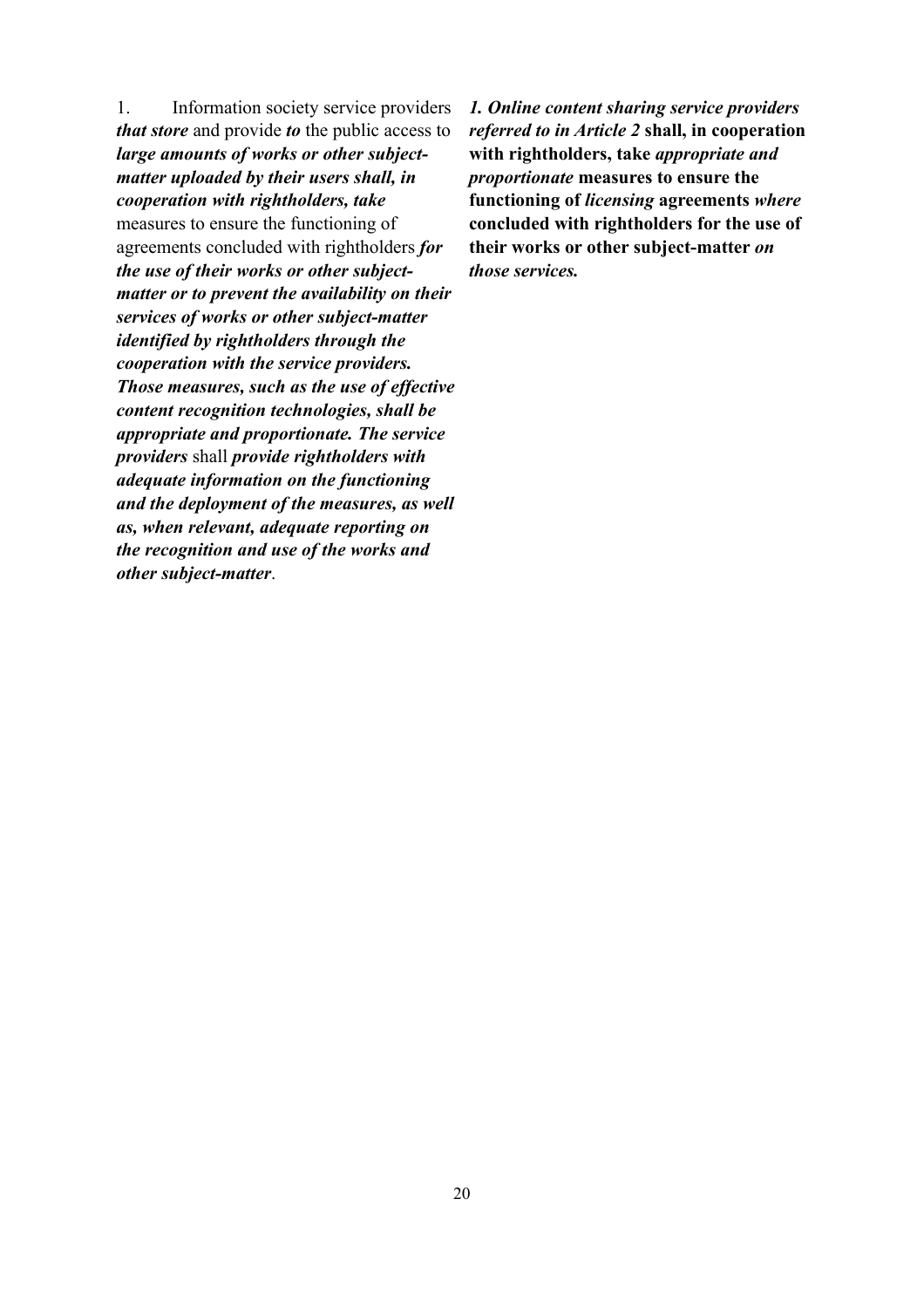1. Information society service providers ***that store*** and provide ***to*** the public access to ***large amounts of works or other subject-matter uploaded by their users shall, in cooperation with rightholders, take*** measures to ensure the functioning of agreements concluded with rightholders ***for the use of their works or other subject-matter or to prevent the availability on their services of works or other subject-matter identified by rightholders through the cooperation with the service providers. Those measures, such as the use of effective content recognition technologies, shall be appropriate and proportionate. The service providers*** shall ***provide rightholders with adequate information on the functioning and the deployment of the measures, as well as, when relevant, adequate reporting on the recognition and use of the works and other subject-matter***.

***1. Online content sharing service providers referred to in Article 2*** **shall, in cooperation with rightholders, take** ***appropriate and proportionate*** **measures to ensure the functioning of** ***licensing*** **agreements** ***where*** **concluded with rightholders for the use of their works or other subject-matter** ***on those services.***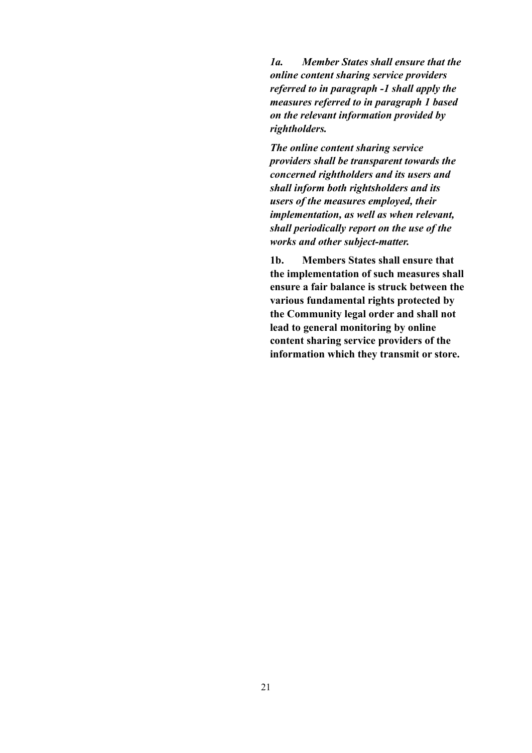***1a. Member States shall ensure that the online content sharing service providers referred to in paragraph -1 shall apply the measures referred to in paragraph 1 based on the relevant information provided by rightholders.***

***The online content sharing service providers shall be transparent towards the concerned rightholders and its users and shall inform both rightsholders and its users of the measures employed, their implementation, as well as when relevant, shall periodically report on the use of the works and other subject-matter.***

**1b. Members States shall ensure that the implementation of such measures shall ensure a fair balance is struck between the various fundamental rights protected by the Community legal order and shall not lead to general monitoring by online content sharing service providers of the information which they transmit or store.**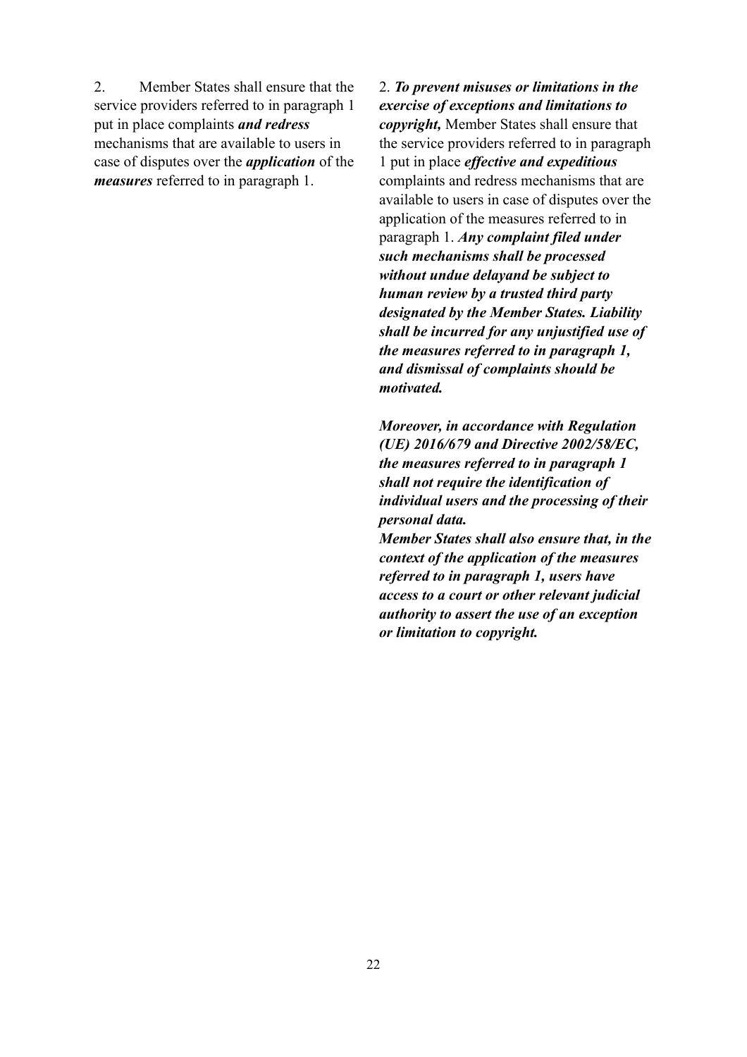| | |
|---|---|
| 2. Member States shall ensure that the service providers referred to in paragraph 1 put in place complaints ***and redress*** mechanisms that are available to users in case of disputes over the ***application*** of the ***measures*** referred to in paragraph 1. | 2. ***To prevent misuses or limitations in the exercise of exceptions and limitations to copyright,*** Member States shall ensure that the service providers referred to in paragraph 1 put in place ***effective and expeditious*** complaints and redress mechanisms that are available to users in case of disputes over the application of the measures referred to in paragraph 1. ***Any complaint filed under such mechanisms shall be processed without undue delayand be subject to human review by a trusted third party designated by the Member States. Liability shall be incurred for any unjustified use of the measures referred to in paragraph 1, and dismissal of complaints should be motivated.*** <br><br> ***Moreover, in accordance with Regulation (UE) 2016/679 and Directive 2002/58/EC, the measures referred to in paragraph 1 shall not require the identification of individual users and the processing of their personal data.*** <br> ***Member States shall also ensure that, in the context of the application of the measures referred to in paragraph 1, users have access to a court or other relevant judicial authority to assert the use of an exception or limitation to copyright.*** |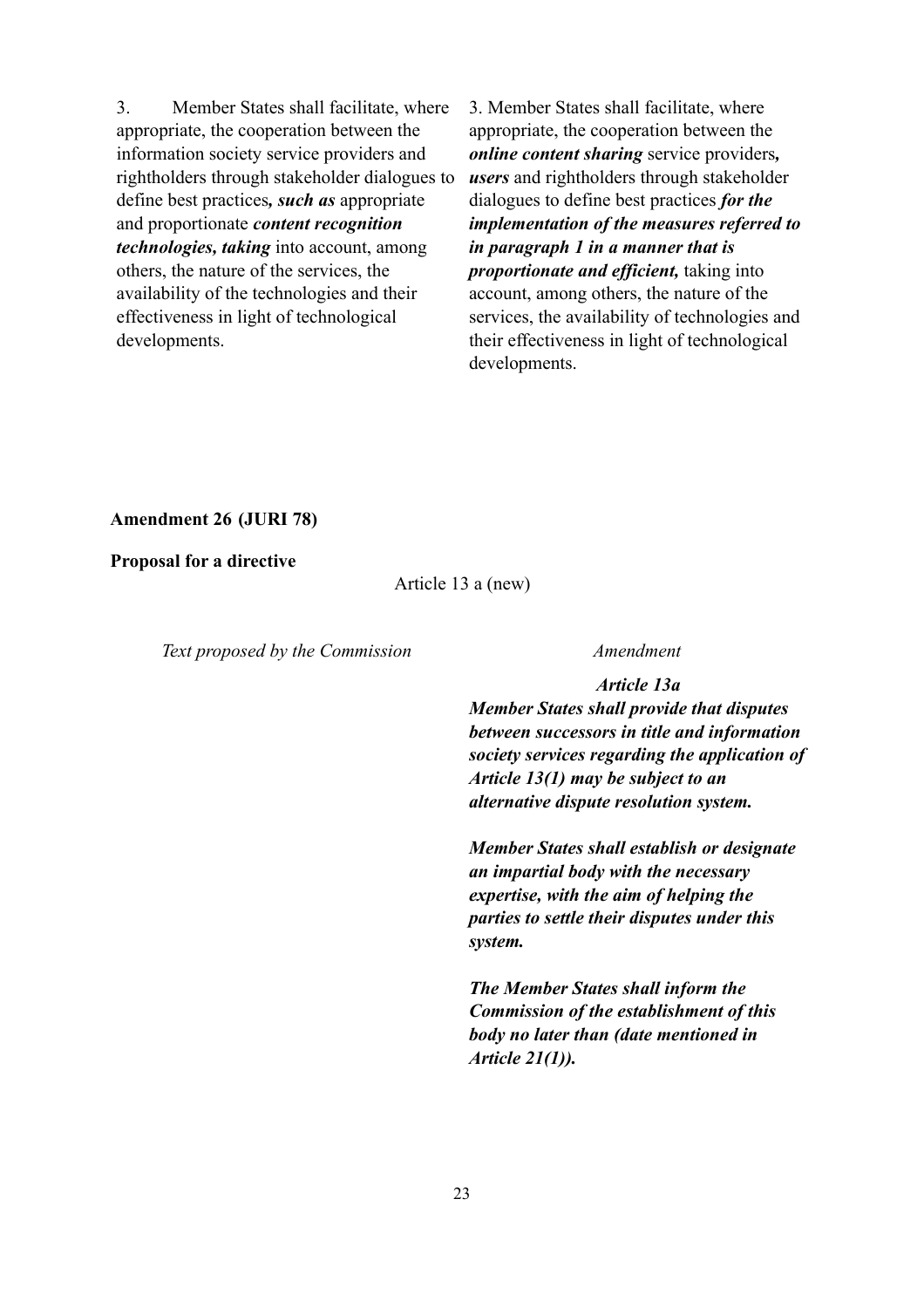| | |
|---|---|
| 3. Member States shall facilitate, where appropriate, the cooperation between the information society service providers and rightholders through stakeholder dialogues to define best practices*, such as* appropriate and proportionate ***content recognition technologies, taking*** into account, among others, the nature of the services, the availability of the technologies and their effectiveness in light of technological developments. | 3. Member States shall facilitate, where appropriate, the cooperation between the ***online content sharing*** service providers***, users*** and rightholders through stakeholder dialogues to define best practices ***for the implementation of the measures referred to in paragraph 1 in a manner that is proportionate and efficient,*** taking into account, among others, the nature of the services, the availability of technologies and their effectiveness in light of technological developments. |

**Amendment 26 (JURI 78)**

**Proposal for a directive**

Article 13 a (new)

| *Text proposed by the Commission* | *Amendment* |
|---|---|
| | ***Article 13a*** |
| | ***Member States shall provide that disputes between successors in title and information society services regarding the application of Article 13(1) may be subject to an alternative dispute resolution system.*** |
| | ***Member States shall establish or designate an impartial body with the necessary expertise, with the aim of helping the parties to settle their disputes under this system.*** |
| | ***The Member States shall inform the Commission of the establishment of this body no later than (date mentioned in Article 21(1)).*** |